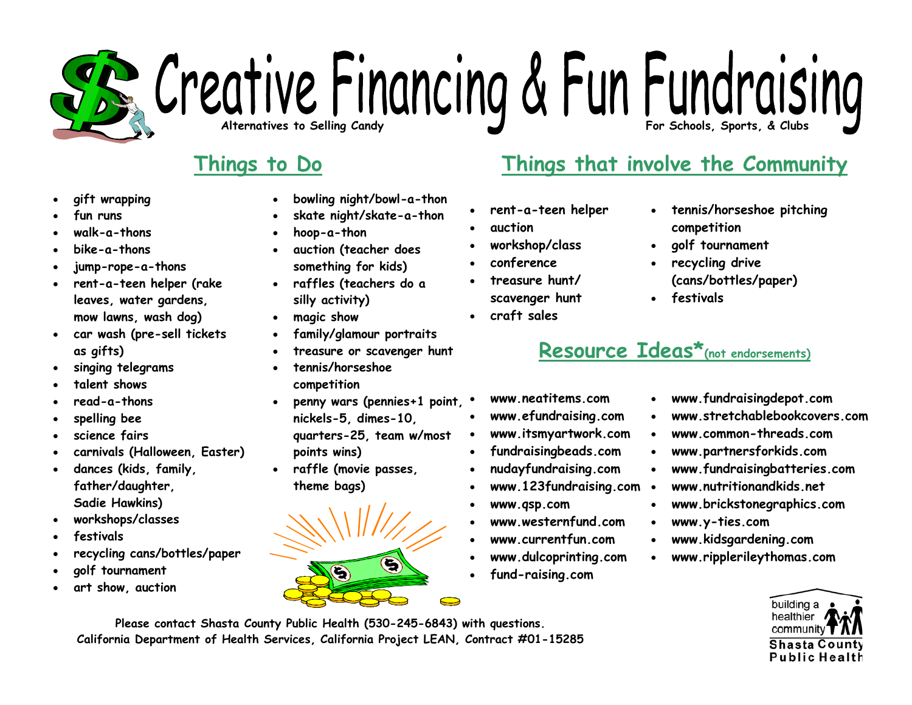# Creative Financing & Fun Fundraising

Alternatives to Selling Candy

For Schools, Sports, & Clubs

## Things to Do

- gift wrapping
- fun runs
- walk-a-thons
- bike-a-thons
- jump-rope-a-thons
- rent-a-teen helper (rake leaves, water gardens, mow lawns, wash dog)
- car wash (pre-sell tickets as gifts)
- singing telegrams
- talent shows
- read-a-thons
- spelling bee
- science fairs
- carnivals (Halloween, Easter)
- dances (kids, family, father/daughter, Sadie Hawkins)
- workshops/classes
- festivals
- recycling cans/bottles/paper
- golf tournament
- art show, auction
- bowling night/bowl-a-thon
- skate night/skate-a-thon
- hoop-a-thon
- auction (teacher does something for kids)
- raffles (teachers do a silly activity)
- magic show
- family/glamour portraits
- treasure or scavenger hunt
- tennis/horseshoe competition
- penny wars (pennies+1 point, nickels-5, dimes-10, quarters-25, team w/most points wins)
- raffle (movie passes, theme bags)

## Things that involve the Community

- rent-a-teen helper
- auction
- workshop/class
- conference
- treasure hunt/ scavenger hunt
- craft sales
- tennis/horseshoe pitching competition
- golf tournament
- recycling drive (cans/bottles/paper)
- festivals

## Resource Ideas* (not endorsements)

- www.neatitems.com
- www.efundraising.com
- www.itsmyartwork.com
- fundraisingbeads.com
- nudayfundraising.com
- www.123fundraising.com
- www.qsp.com
- www.westernfund.com
- www.currentfun.com
- www.dulcoprinting.com
- fund-raising.com
- www.fundraisingdepot.com
- www.stretchablebookcovers.com
- www.common-threads.com
- www.partnersforkids.com
- www.fundraisingbatteries.com
- www.nutritionandkids.net
- www.brickstonegraphics.com
- www.y-ties.com
- www.kidsgardening.com
- www.ripplerileythomas.com

Please contact Shasta County Public Health (530-245-6843) with questions.
California Department of Health Services, California Project LEAN, Contract #01-15285

building a healthier community
Shasta County Public Health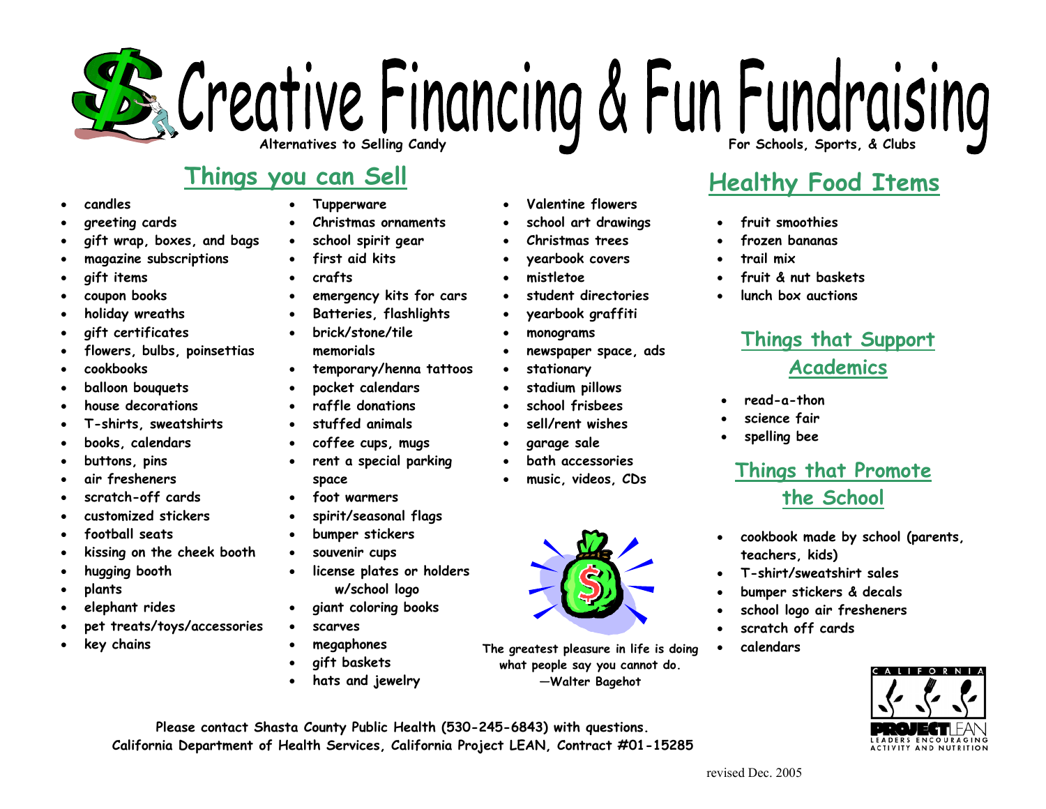# Creative Financing & Fun Fundraising

Alternatives to Selling Candy

For Schools, Sports, & Clubs

## Things you can Sell

- candles
- greeting cards
- gift wrap, boxes, and bags
- magazine subscriptions
- gift items
- coupon books
- holiday wreaths
- gift certificates
- flowers, bulbs, poinsettias
- cookbooks
- balloon bouquets
- house decorations
- T-shirts, sweatshirts
- books, calendars
- buttons, pins
- air fresheners
- scratch-off cards
- customized stickers
- football seats
- kissing on the cheek booth
- hugging booth
- plants
- elephant rides
- pet treats/toys/accessories
- key chains
- Tupperware
- Christmas ornaments
- school spirit gear
- first aid kits
- crafts
- emergency kits for cars
- Batteries, flashlights
- brick/stone/tile memorials
- temporary/henna tattoos
- pocket calendars
- raffle donations
- stuffed animals
- coffee cups, mugs
- rent a special parking space
- foot warmers
- spirit/seasonal flags
- bumper stickers
- souvenir cups
- license plates or holders w/school logo
- giant coloring books
- scarves
- megaphones
- gift baskets
- hats and jewelry
- Valentine flowers
- school art drawings
- Christmas trees
- yearbook covers
- mistletoe
- student directories
- yearbook graffiti
- monograms
- newspaper space, ads
- stationary
- stadium pillows
- school frisbees
- sell/rent wishes
- garage sale
- bath accessories
- music, videos, CDs

The greatest pleasure in life is doing what people say you cannot do.
—Walter Bagehot

## Healthy Food Items

- fruit smoothies
- frozen bananas
- trail mix
- fruit & nut baskets
- lunch box auctions

## Things that Support Academics

- read-a-thon
- science fair
- spelling bee

## Things that Promote the School

- cookbook made by school (parents, teachers, kids)
- T-shirt/sweatshirt sales
- bumper stickers & decals
- school logo air fresheners
- scratch off cards
- calendars

Please contact Shasta County Public Health (530-245-6843) with questions.
California Department of Health Services, California Project LEAN, Contract #01-15285

California Project LEAN — Leaders Encouraging Activity and Nutrition

revised Dec. 2005